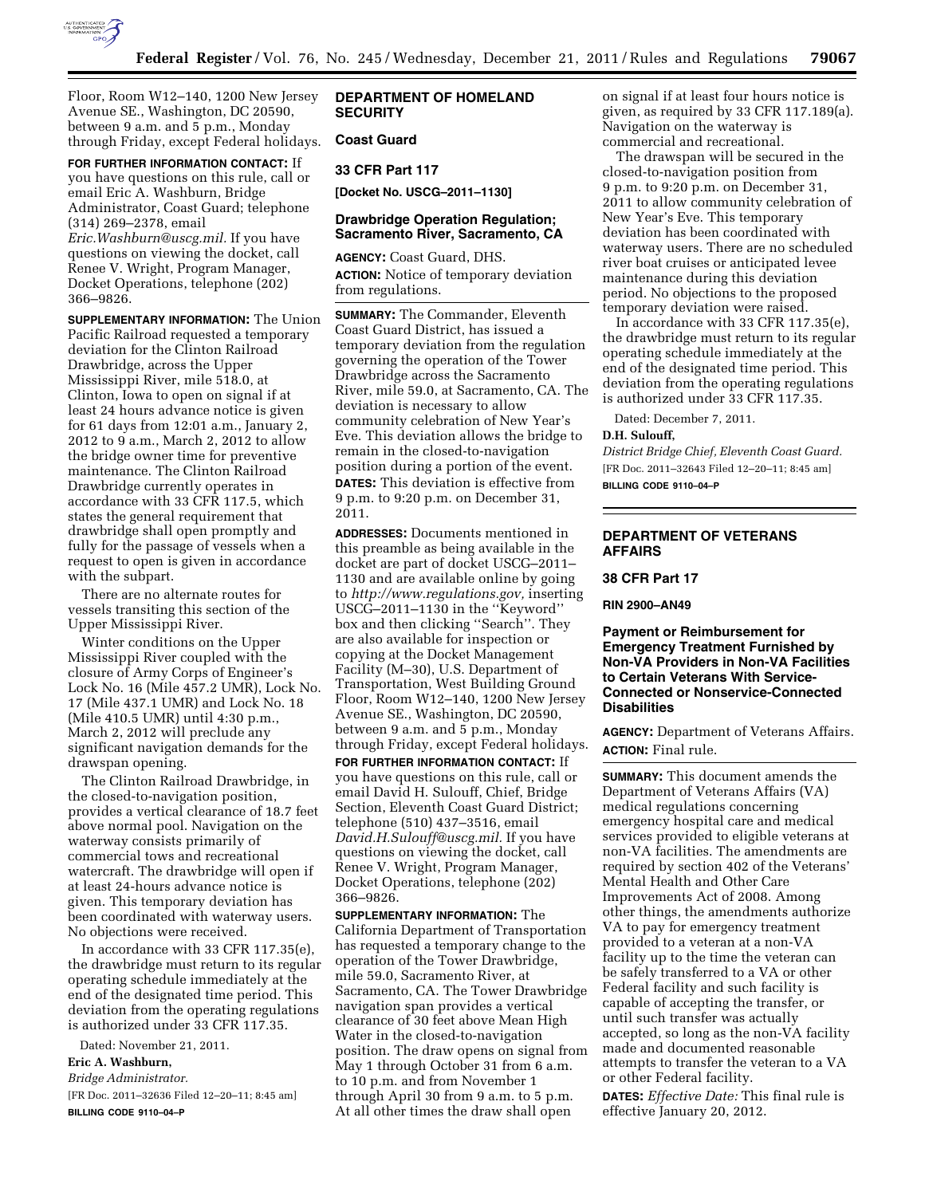Floor, Room W12–140, 1200 New Jersey Avenue SE., Washington, DC 20590, between 9 a.m. and 5 p.m., Monday through Friday, except Federal holidays.

**FOR FURTHER INFORMATION CONTACT:** If you have questions on this rule, call or email Eric A. Washburn, Bridge Administrator, Coast Guard; telephone (314) 269–2378, email *Eric.Washburn@uscg.mil.* If you have questions on viewing the docket, call Renee V. Wright, Program Manager, Docket Operations, telephone (202) 366–9826.

**SUPPLEMENTARY INFORMATION:** The Union Pacific Railroad requested a temporary deviation for the Clinton Railroad Drawbridge, across the Upper Mississippi River, mile 518.0, at Clinton, Iowa to open on signal if at least 24 hours advance notice is given for 61 days from 12:01 a.m., January 2, 2012 to 9 a.m., March 2, 2012 to allow the bridge owner time for preventive maintenance. The Clinton Railroad Drawbridge currently operates in accordance with 33 CFR 117.5, which states the general requirement that drawbridge shall open promptly and fully for the passage of vessels when a request to open is given in accordance with the subpart.

There are no alternate routes for vessels transiting this section of the Upper Mississippi River.

Winter conditions on the Upper Mississippi River coupled with the closure of Army Corps of Engineer's Lock No. 16 (Mile 457.2 UMR), Lock No. 17 (Mile 437.1 UMR) and Lock No. 18 (Mile 410.5 UMR) until 4:30 p.m., March 2, 2012 will preclude any significant navigation demands for the drawspan opening.

The Clinton Railroad Drawbridge, in the closed-to-navigation position, provides a vertical clearance of 18.7 feet above normal pool. Navigation on the waterway consists primarily of commercial tows and recreational watercraft. The drawbridge will open if at least 24-hours advance notice is given. This temporary deviation has been coordinated with waterway users. No objections were received.

In accordance with 33 CFR 117.35(e), the drawbridge must return to its regular operating schedule immediately at the end of the designated time period. This deviation from the operating regulations is authorized under 33 CFR 117.35.

Dated: November 21, 2011.

**Eric A. Washburn,**

*Bridge Administrator.*

[FR Doc. 2011–32636 Filed 12–20–11; 8:45 am]

**BILLING CODE 9110–04–P**

---

## DEPARTMENT OF HOMELAND SECURITY

### Coast Guard

### 33 CFR Part 117

**[Docket No. USCG–2011–1130]**

### Drawbridge Operation Regulation; Sacramento River, Sacramento, CA

**AGENCY:** Coast Guard, DHS.

**ACTION:** Notice of temporary deviation from regulations.

**SUMMARY:** The Commander, Eleventh Coast Guard District, has issued a temporary deviation from the regulation governing the operation of the Tower Drawbridge across the Sacramento River, mile 59.0, at Sacramento, CA. The deviation is necessary to allow community celebration of New Year's Eve. This deviation allows the bridge to remain in the closed-to-navigation position during a portion of the event.

**DATES:** This deviation is effective from 9 p.m. to 9:20 p.m. on December 31, 2011.

**ADDRESSES:** Documents mentioned in this preamble as being available in the docket are part of docket USCG–2011–1130 and are available online by going to *http://www.regulations.gov,* inserting USCG–2011–1130 in the "Keyword" box and then clicking "Search". They are also available for inspection or copying at the Docket Management Facility (M–30), U.S. Department of Transportation, West Building Ground Floor, Room W12–140, 1200 New Jersey Avenue SE., Washington, DC 20590, between 9 a.m. and 5 p.m., Monday through Friday, except Federal holidays.

**FOR FURTHER INFORMATION CONTACT:** If you have questions on this rule, call or email David H. Sulouff, Chief, Bridge Section, Eleventh Coast Guard District; telephone (510) 437–3516, email *David.H.Sulouff@uscg.mil.* If you have questions on viewing the docket, call Renee V. Wright, Program Manager, Docket Operations, telephone (202) 366–9826.

**SUPPLEMENTARY INFORMATION:** The California Department of Transportation has requested a temporary change to the operation of the Tower Drawbridge, mile 59.0, Sacramento River, at Sacramento, CA. The Tower Drawbridge navigation span provides a vertical clearance of 30 feet above Mean High Water in the closed-to-navigation position. The draw opens on signal from May 1 through October 31 from 6 a.m. to 10 p.m. and from November 1 through April 30 from 9 a.m. to 5 p.m. At all other times the draw shall open on signal if at least four hours notice is given, as required by 33 CFR 117.189(a). Navigation on the waterway is commercial and recreational.

The drawspan will be secured in the closed-to-navigation position from 9 p.m. to 9:20 p.m. on December 31, 2011 to allow community celebration of New Year's Eve. This temporary deviation has been coordinated with waterway users. There are no scheduled river boat cruises or anticipated levee maintenance during this deviation period. No objections to the proposed temporary deviation were raised.

In accordance with 33 CFR 117.35(e), the drawbridge must return to its regular operating schedule immediately at the end of the designated time period. This deviation from the operating regulations is authorized under 33 CFR 117.35.

Dated: December 7, 2011.

**D.H. Sulouff,**

*District Bridge Chief, Eleventh Coast Guard.*

[FR Doc. 2011–32643 Filed 12–20–11; 8:45 am]

**BILLING CODE 9110–04–P**

---

## DEPARTMENT OF VETERANS AFFAIRS

### 38 CFR Part 17

**RIN 2900–AN49**

### Payment or Reimbursement for Emergency Treatment Furnished by Non-VA Providers in Non-VA Facilities to Certain Veterans With Service-Connected or Nonservice-Connected Disabilities

**AGENCY:** Department of Veterans Affairs.

**ACTION:** Final rule.

**SUMMARY:** This document amends the Department of Veterans Affairs (VA) medical regulations concerning emergency hospital care and medical services provided to eligible veterans at non-VA facilities. The amendments are required by section 402 of the Veterans' Mental Health and Other Care Improvements Act of 2008. Among other things, the amendments authorize VA to pay for emergency treatment provided to a veteran at a non-VA facility up to the time the veteran can be safely transferred to a VA or other Federal facility and such facility is capable of accepting the transfer, or until such transfer was actually accepted, so long as the non-VA facility made and documented reasonable attempts to transfer the veteran to a VA or other Federal facility.

**DATES:** *Effective Date:* This final rule is effective January 20, 2012.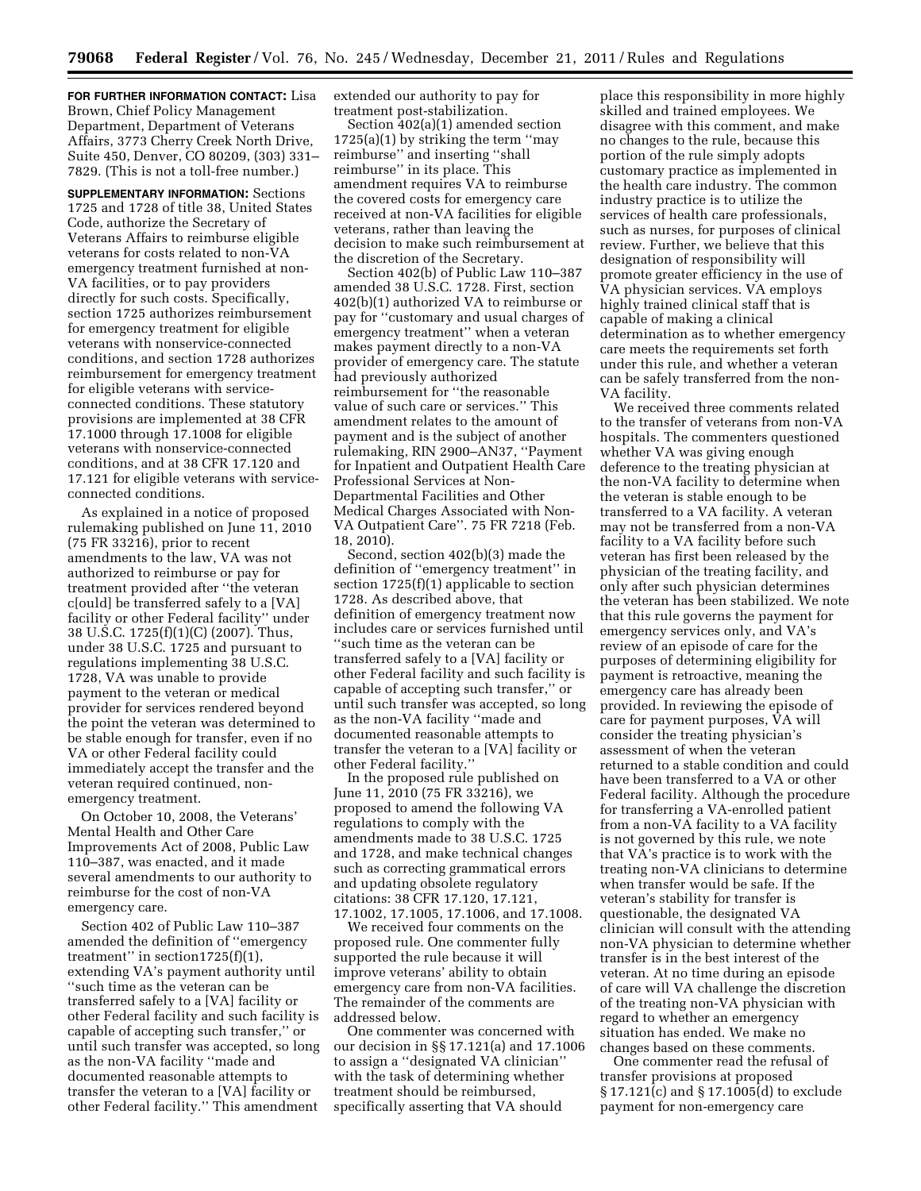**FOR FURTHER INFORMATION CONTACT:** Lisa Brown, Chief Policy Management Department, Department of Veterans Affairs, 3773 Cherry Creek North Drive, Suite 450, Denver, CO 80209, (303) 331–7829. (This is not a toll-free number.)

**SUPPLEMENTARY INFORMATION:** Sections 1725 and 1728 of title 38, United States Code, authorize the Secretary of Veterans Affairs to reimburse eligible veterans for costs related to non-VA emergency treatment furnished at non-VA facilities, or to pay providers directly for such costs. Specifically, section 1725 authorizes reimbursement for emergency treatment for eligible veterans with nonservice-connected conditions, and section 1728 authorizes reimbursement for emergency treatment for eligible veterans with service-connected conditions. These statutory provisions are implemented at 38 CFR 17.1000 through 17.1008 for eligible veterans with nonservice-connected conditions, and at 38 CFR 17.120 and 17.121 for eligible veterans with service-connected conditions.

As explained in a notice of proposed rulemaking published on June 11, 2010 (75 FR 33216), prior to recent amendments to the law, VA was not authorized to reimburse or pay for treatment provided after ''the veteran c[ould] be transferred safely to a [VA] facility or other Federal facility'' under 38 U.S.C. 1725(f)(1)(C) (2007). Thus, under 38 U.S.C. 1725 and pursuant to regulations implementing 38 U.S.C. 1728, VA was unable to provide payment to the veteran or medical provider for services rendered beyond the point the veteran was determined to be stable enough for transfer, even if no VA or other Federal facility could immediately accept the transfer and the veteran required continued, non-emergency treatment.

On October 10, 2008, the Veterans' Mental Health and Other Care Improvements Act of 2008, Public Law 110–387, was enacted, and it made several amendments to our authority to reimburse for the cost of non-VA emergency care.

Section 402 of Public Law 110–387 amended the definition of ''emergency treatment'' in section1725(f)(1), extending VA's payment authority until ''such time as the veteran can be transferred safely to a [VA] facility or other Federal facility and such facility is capable of accepting such transfer,'' or until such transfer was accepted, so long as the non-VA facility ''made and documented reasonable attempts to transfer the veteran to a [VA] facility or other Federal facility.'' This amendment extended our authority to pay for treatment post-stabilization.

Section 402(a)(1) amended section 1725(a)(1) by striking the term ''may reimburse'' and inserting ''shall reimburse'' in its place. This amendment requires VA to reimburse the covered costs for emergency care received at non-VA facilities for eligible veterans, rather than leaving the decision to make such reimbursement at the discretion of the Secretary.

Section 402(b) of Public Law 110–387 amended 38 U.S.C. 1728. First, section 402(b)(1) authorized VA to reimburse or pay for ''customary and usual charges of emergency treatment'' when a veteran makes payment directly to a non-VA provider of emergency care. The statute had previously authorized reimbursement for ''the reasonable value of such care or services.'' This amendment relates to the amount of payment and is the subject of another rulemaking, RIN 2900–AN37, ''Payment for Inpatient and Outpatient Health Care Professional Services at Non-Departmental Facilities and Other Medical Charges Associated with Non-VA Outpatient Care''. 75 FR 7218 (Feb. 18, 2010).

Second, section 402(b)(3) made the definition of ''emergency treatment'' in section 1725(f)(1) applicable to section 1728. As described above, that definition of emergency treatment now includes care or services furnished until ''such time as the veteran can be transferred safely to a [VA] facility or other Federal facility and such facility is capable of accepting such transfer,'' or until such transfer was accepted, so long as the non-VA facility ''made and documented reasonable attempts to transfer the veteran to a [VA] facility or other Federal facility.''

In the proposed rule published on June 11, 2010 (75 FR 33216), we proposed to amend the following VA regulations to comply with the amendments made to 38 U.S.C. 1725 and 1728, and make technical changes such as correcting grammatical errors and updating obsolete regulatory citations: 38 CFR 17.120, 17.121, 17.1002, 17.1005, 17.1006, and 17.1008.

We received four comments on the proposed rule. One commenter fully supported the rule because it will improve veterans' ability to obtain emergency care from non-VA facilities. The remainder of the comments are addressed below.

One commenter was concerned with our decision in §§ 17.121(a) and 17.1006 to assign a ''designated VA clinician'' with the task of determining whether treatment should be reimbursed, specifically asserting that VA should place this responsibility in more highly skilled and trained employees. We disagree with this comment, and make no changes to the rule, because this portion of the rule simply adopts customary practice as implemented in the health care industry. The common industry practice is to utilize the services of health care professionals, such as nurses, for purposes of clinical review. Further, we believe that this designation of responsibility will promote greater efficiency in the use of VA physician services. VA employs highly trained clinical staff that is capable of making a clinical determination as to whether emergency care meets the requirements set forth under this rule, and whether a veteran can be safely transferred from the non-VA facility.

We received three comments related to the transfer of veterans from non-VA hospitals. The commenters questioned whether VA was giving enough deference to the treating physician at the non-VA facility to determine when the veteran is stable enough to be transferred to a VA facility. A veteran may not be transferred from a non-VA facility to a VA facility before such veteran has first been released by the physician of the treating facility, and only after such physician determines the veteran has been stabilized. We note that this rule governs the payment for emergency services only, and VA's review of an episode of care for the purposes of determining eligibility for payment is retroactive, meaning the emergency care has already been provided. In reviewing the episode of care for payment purposes, VA will consider the treating physician's assessment of when the veteran returned to a stable condition and could have been transferred to a VA or other Federal facility. Although the procedure for transferring a VA-enrolled patient from a non-VA facility to a VA facility is not governed by this rule, we note that VA's practice is to work with the treating non-VA clinicians to determine when transfer would be safe. If the veteran's stability for transfer is questionable, the designated VA clinician will consult with the attending non-VA physician to determine whether transfer is in the best interest of the veteran. At no time during an episode of care will VA challenge the discretion of the treating non-VA physician with regard to whether an emergency situation has ended. We make no changes based on these comments.

One commenter read the refusal of transfer provisions at proposed § 17.121(c) and § 17.1005(d) to exclude payment for non-emergency care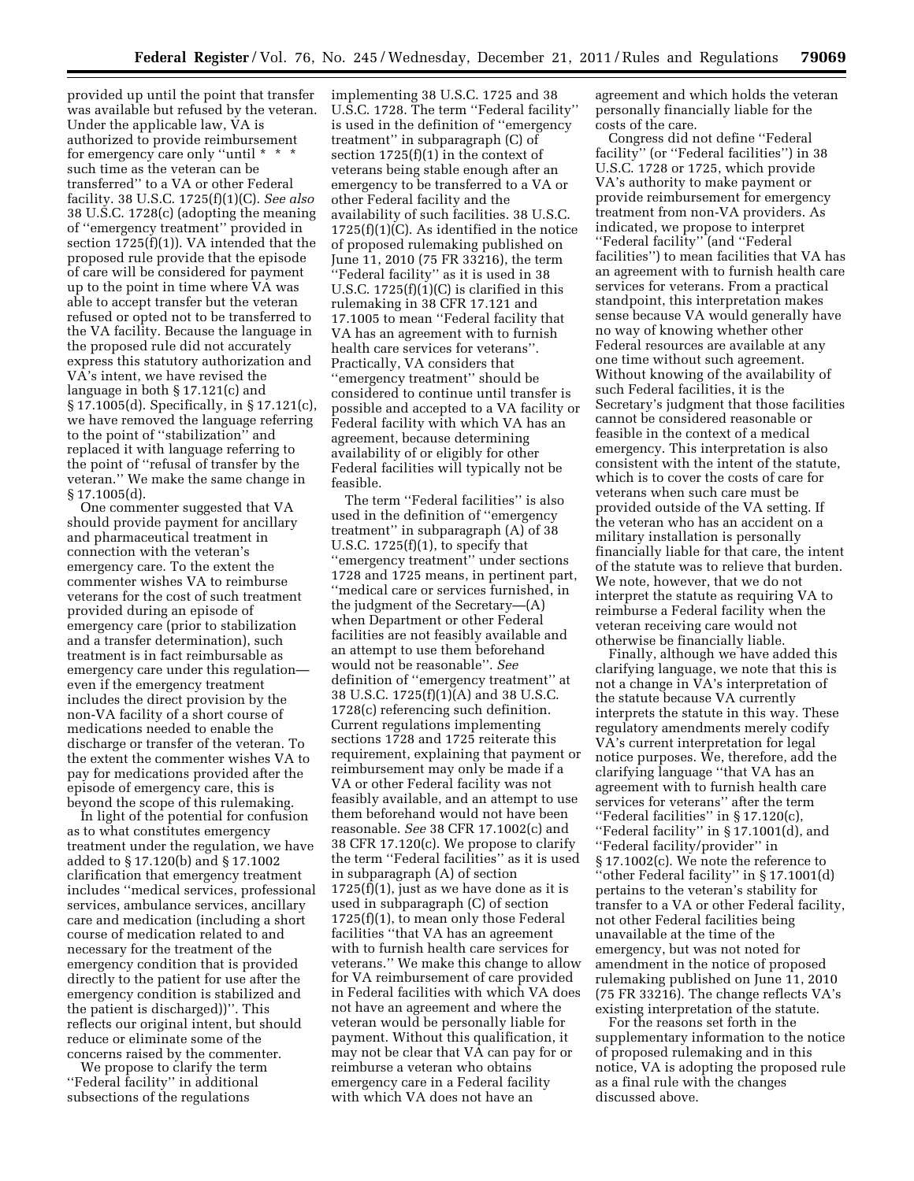provided up until the point that transfer was available but refused by the veteran. Under the applicable law, VA is authorized to provide reimbursement for emergency care only ''until * * * such time as the veteran can be transferred'' to a VA or other Federal facility. 38 U.S.C. 1725(f)(1)(C). *See also* 38 U.S.C. 1728(c) (adopting the meaning of ''emergency treatment'' provided in section 1725(f)(1)). VA intended that the proposed rule provide that the episode of care will be considered for payment up to the point in time where VA was able to accept transfer but the veteran refused or opted not to be transferred to the VA facility. Because the language in the proposed rule did not accurately express this statutory authorization and VA's intent, we have revised the language in both § 17.121(c) and § 17.1005(d). Specifically, in § 17.121(c), we have removed the language referring to the point of ''stabilization'' and replaced it with language referring to the point of ''refusal of transfer by the veteran.'' We make the same change in § 17.1005(d).

One commenter suggested that VA should provide payment for ancillary and pharmaceutical treatment in connection with the veteran's emergency care. To the extent the commenter wishes VA to reimburse veterans for the cost of such treatment provided during an episode of emergency care (prior to stabilization and a transfer determination), such treatment is in fact reimbursable as emergency care under this regulation—even if the emergency treatment includes the direct provision by the non-VA facility of a short course of medications needed to enable the discharge or transfer of the veteran. To the extent the commenter wishes VA to pay for medications provided after the episode of emergency care, this is beyond the scope of this rulemaking.

In light of the potential for confusion as to what constitutes emergency treatment under the regulation, we have added to § 17.120(b) and § 17.1002 clarification that emergency treatment includes ''medical services, professional services, ambulance services, ancillary care and medication (including a short course of medication related to and necessary for the treatment of the emergency condition that is provided directly to the patient for use after the emergency condition is stabilized and the patient is discharged))''. This reflects our original intent, but should reduce or eliminate some of the concerns raised by the commenter.

We propose to clarify the term ''Federal facility'' in additional subsections of the regulations implementing 38 U.S.C. 1725 and 38 U.S.C. 1728. The term ''Federal facility'' is used in the definition of ''emergency treatment'' in subparagraph (C) of section 1725(f)(1) in the context of veterans being stable enough after an emergency to be transferred to a VA or other Federal facility and the availability of such facilities. 38 U.S.C. 1725(f)(1)(C). As identified in the notice of proposed rulemaking published on June 11, 2010 (75 FR 33216), the term ''Federal facility'' as it is used in 38 U.S.C. 1725(f)(1)(C) is clarified in this rulemaking in 38 CFR 17.121 and 17.1005 to mean ''Federal facility that VA has an agreement with to furnish health care services for veterans''. Practically, VA considers that ''emergency treatment'' should be considered to continue until transfer is possible and accepted to a VA facility or Federal facility with which VA has an agreement, because determining availability of or eligibly for other Federal facilities will typically not be feasible.

The term ''Federal facilities'' is also used in the definition of ''emergency treatment'' in subparagraph (A) of 38 U.S.C. 1725(f)(1), to specify that ''emergency treatment'' under sections 1728 and 1725 means, in pertinent part, ''medical care or services furnished, in the judgment of the Secretary—(A) when Department or other Federal facilities are not feasibly available and an attempt to use them beforehand would not be reasonable''. *See* definition of ''emergency treatment'' at 38 U.S.C. 1725(f)(1)(A) and 38 U.S.C. 1728(c) referencing such definition. Current regulations implementing sections 1728 and 1725 reiterate this requirement, explaining that payment or reimbursement may only be made if a VA or other Federal facility was not feasibly available, and an attempt to use them beforehand would not have been reasonable. *See* 38 CFR 17.1002(c) and 38 CFR 17.120(c). We propose to clarify the term ''Federal facilities'' as it is used in subparagraph (A) of section 1725(f)(1), just as we have done as it is used in subparagraph (C) of section 1725(f)(1), to mean only those Federal facilities ''that VA has an agreement with to furnish health care services for veterans.'' We make this change to allow for VA reimbursement of care provided in Federal facilities with which VA does not have an agreement and where the veteran would be personally liable for payment. Without this qualification, it may not be clear that VA can pay for or reimburse a veteran who obtains emergency care in a Federal facility with which VA does not have an agreement and which holds the veteran personally financially liable for the costs of the care.

Congress did not define ''Federal facility'' (or ''Federal facilities'') in 38 U.S.C. 1728 or 1725, which provide VA's authority to make payment or provide reimbursement for emergency treatment from non-VA providers. As indicated, we propose to interpret ''Federal facility'' (and ''Federal facilities'') to mean facilities that VA has an agreement with to furnish health care services for veterans. From a practical standpoint, this interpretation makes sense because VA would generally have no way of knowing whether other Federal resources are available at any one time without such agreement. Without knowing of the availability of such Federal facilities, it is the Secretary's judgment that those facilities cannot be considered reasonable or feasible in the context of a medical emergency. This interpretation is also consistent with the intent of the statute, which is to cover the costs of care for veterans when such care must be provided outside of the VA setting. If the veteran who has an accident on a military installation is personally financially liable for that care, the intent of the statute was to relieve that burden. We note, however, that we do not interpret the statute as requiring VA to reimburse a Federal facility when the veteran receiving care would not otherwise be financially liable.

Finally, although we have added this clarifying language, we note that this is not a change in VA's interpretation of the statute because VA currently interprets the statute in this way. These regulatory amendments merely codify VA's current interpretation for legal notice purposes. We, therefore, add the clarifying language ''that VA has an agreement with to furnish health care services for veterans'' after the term ''Federal facilities'' in § 17.120(c), ''Federal facility'' in § 17.1001(d), and ''Federal facility/provider'' in § 17.1002(c). We note the reference to ''other Federal facility'' in § 17.1001(d) pertains to the veteran's stability for transfer to a VA or other Federal facility, not other Federal facilities being unavailable at the time of the emergency, but was not noted for amendment in the notice of proposed rulemaking published on June 11, 2010 (75 FR 33216). The change reflects VA's existing interpretation of the statute.

For the reasons set forth in the supplementary information to the notice of proposed rulemaking and in this notice, VA is adopting the proposed rule as a final rule with the changes discussed above.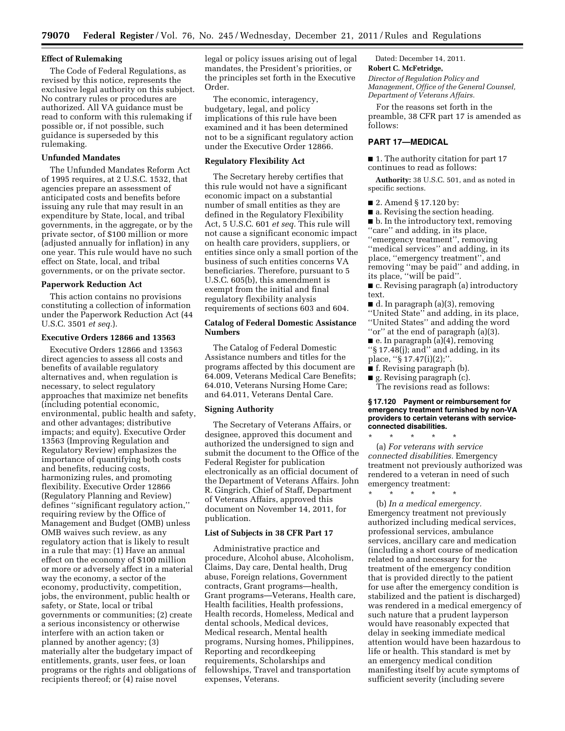**Effect of Rulemaking**

The Code of Federal Regulations, as revised by this notice, represents the exclusive legal authority on this subject. No contrary rules or procedures are authorized. All VA guidance must be read to conform with this rulemaking if possible or, if not possible, such guidance is superseded by this rulemaking.

**Unfunded Mandates**

The Unfunded Mandates Reform Act of 1995 requires, at 2 U.S.C. 1532, that agencies prepare an assessment of anticipated costs and benefits before issuing any rule that may result in an expenditure by State, local, and tribal governments, in the aggregate, or by the private sector, of $100 million or more (adjusted annually for inflation) in any one year. This rule would have no such effect on State, local, and tribal governments, or on the private sector.

**Paperwork Reduction Act**

This action contains no provisions constituting a collection of information under the Paperwork Reduction Act (44 U.S.C. 3501 *et seq.*).

**Executive Orders 12866 and 13563**

Executive Orders 12866 and 13563 direct agencies to assess all costs and benefits of available regulatory alternatives and, when regulation is necessary, to select regulatory approaches that maximize net benefits (including potential economic, environmental, public health and safety, and other advantages; distributive impacts; and equity). Executive Order 13563 (Improving Regulation and Regulatory Review) emphasizes the importance of quantifying both costs and benefits, reducing costs, harmonizing rules, and promoting flexibility. Executive Order 12866 (Regulatory Planning and Review) defines ''significant regulatory action,'' requiring review by the Office of Management and Budget (OMB) unless OMB waives such review, as any regulatory action that is likely to result in a rule that may: (1) Have an annual effect on the economy of $100 million or more or adversely affect in a material way the economy, a sector of the economy, productivity, competition, jobs, the environment, public health or safety, or State, local or tribal governments or communities; (2) create a serious inconsistency or otherwise interfere with an action taken or planned by another agency; (3) materially alter the budgetary impact of entitlements, grants, user fees, or loan programs or the rights and obligations of recipients thereof; or (4) raise novel legal or policy issues arising out of legal mandates, the President's priorities, or the principles set forth in the Executive Order.

The economic, interagency, budgetary, legal, and policy implications of this rule have been examined and it has been determined not to be a significant regulatory action under the Executive Order 12866.

**Regulatory Flexibility Act**

The Secretary hereby certifies that this rule would not have a significant economic impact on a substantial number of small entities as they are defined in the Regulatory Flexibility Act, 5 U.S.C. 601 *et seq.* This rule will not cause a significant economic impact on health care providers, suppliers, or entities since only a small portion of the business of such entities concerns VA beneficiaries. Therefore, pursuant to 5 U.S.C. 605(b), this amendment is exempt from the initial and final regulatory flexibility analysis requirements of sections 603 and 604.

**Catalog of Federal Domestic Assistance Numbers**

The Catalog of Federal Domestic Assistance numbers and titles for the programs affected by this document are 64.009, Veterans Medical Care Benefits; 64.010, Veterans Nursing Home Care; and 64.011, Veterans Dental Care.

**Signing Authority**

The Secretary of Veterans Affairs, or designee, approved this document and authorized the undersigned to sign and submit the document to the Office of the Federal Register for publication electronically as an official document of the Department of Veterans Affairs. John R. Gingrich, Chief of Staff, Department of Veterans Affairs, approved this document on November 14, 2011, for publication.

**List of Subjects in 38 CFR Part 17**

Administrative practice and procedure, Alcohol abuse, Alcoholism, Claims, Day care, Dental health, Drug abuse, Foreign relations, Government contracts, Grant programs—health, Grant programs—Veterans, Health care, Health facilities, Health professions, Health records, Homeless, Medical and dental schools, Medical devices, Medical research, Mental health programs, Nursing homes, Philippines, Reporting and recordkeeping requirements, Scholarships and fellowships, Travel and transportation expenses, Veterans.

Dated: December 14, 2011.

**Robert C. McFetridge,**

*Director of Regulation Policy and Management, Office of the General Counsel, Department of Veterans Affairs.*

For the reasons set forth in the preamble, 38 CFR part 17 is amended as follows:

## PART 17—MEDICAL

■ 1. The authority citation for part 17 continues to read as follows:

**Authority:** 38 U.S.C. 501, and as noted in specific sections.

■ 2. Amend § 17.120 by:

■ a. Revising the section heading.

■ b. In the introductory text, removing ''care'' and adding, in its place, ''emergency treatment'', removing ''medical services'' and adding, in its place, ''emergency treatment'', and removing ''may be paid'' and adding, in its place, ''will be paid''.

■ c. Revising paragraph (a) introductory text.

■ d. In paragraph (a)(3), removing ''United State'' and adding, in its place, ''United States'' and adding the word ''or'' at the end of paragraph (a)(3).

■ e. In paragraph (a)(4), removing ''§ 17.48(j); and'' and adding, in its place, ''§ 17.47(i)(2);''.

■ f. Revising paragraph (b).

■ g. Revising paragraph (c).

The revisions read as follows:

**§ 17.120 Payment or reimbursement for emergency treatment furnished by non-VA providers to certain veterans with service-connected disabilities.**

\* \* \* \* \*

(a) *For veterans with service connected disabilities.* Emergency treatment not previously authorized was rendered to a veteran in need of such emergency treatment:

\* \* \* \* \*

(b) *In a medical emergency.* Emergency treatment not previously authorized including medical services, professional services, ambulance services, ancillary care and medication (including a short course of medication related to and necessary for the treatment of the emergency condition that is provided directly to the patient for use after the emergency condition is stabilized and the patient is discharged) was rendered in a medical emergency of such nature that a prudent layperson would have reasonably expected that delay in seeking immediate medical attention would have been hazardous to life or health. This standard is met by an emergency medical condition manifesting itself by acute symptoms of sufficient severity (including severe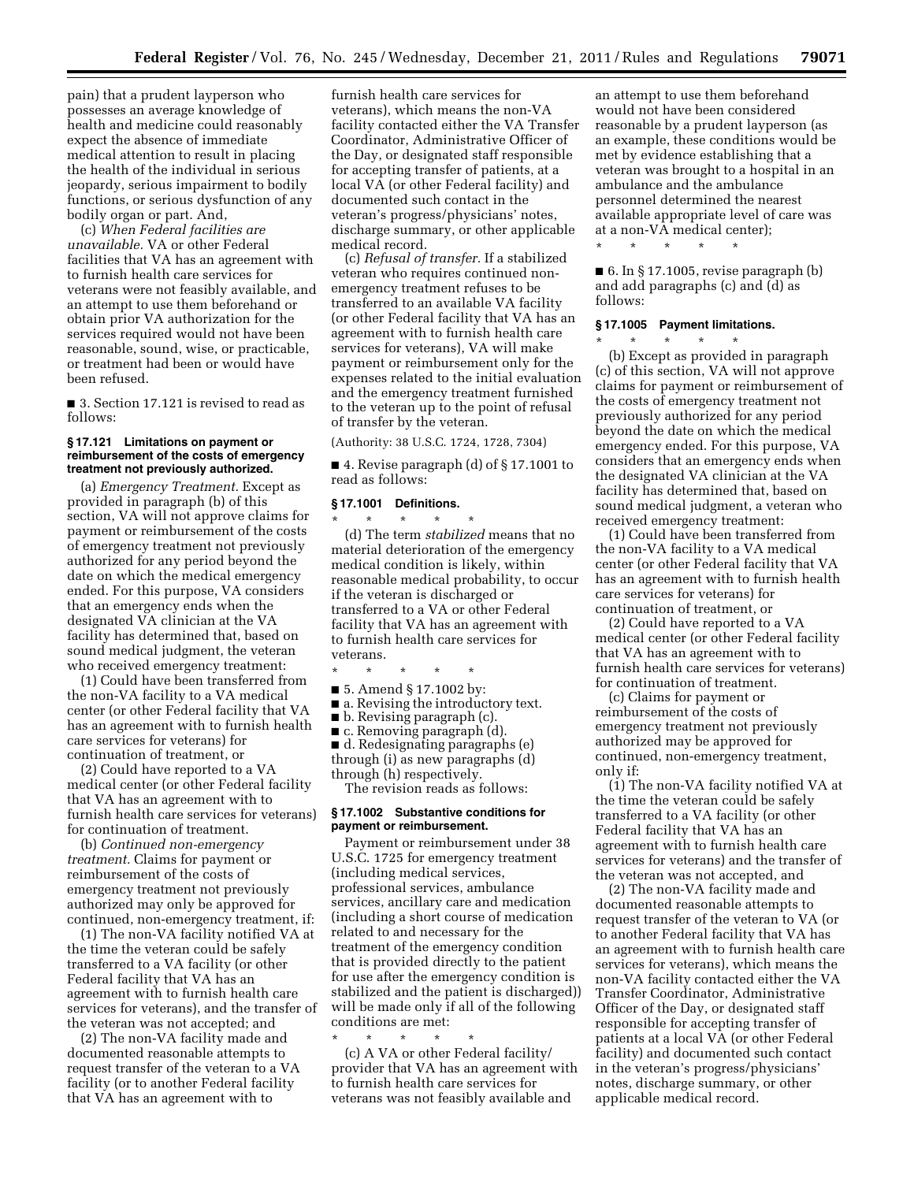pain) that a prudent layperson who possesses an average knowledge of health and medicine could reasonably expect the absence of immediate medical attention to result in placing the health of the individual in serious jeopardy, serious impairment to bodily functions, or serious dysfunction of any bodily organ or part. And,

(c) *When Federal facilities are unavailable.* VA or other Federal facilities that VA has an agreement with to furnish health care services for veterans were not feasibly available, and an attempt to use them beforehand or obtain prior VA authorization for the services required would not have been reasonable, sound, wise, or practicable, or treatment had been or would have been refused.

■ 3. Section 17.121 is revised to read as follows:

#### § 17.121 Limitations on payment or reimbursement of the costs of emergency treatment not previously authorized.

(a) *Emergency Treatment.* Except as provided in paragraph (b) of this section, VA will not approve claims for payment or reimbursement of the costs of emergency treatment not previously authorized for any period beyond the date on which the medical emergency ended. For this purpose, VA considers that an emergency ends when the designated VA clinician at the VA facility has determined that, based on sound medical judgment, the veteran who received emergency treatment:

(1) Could have been transferred from the non-VA facility to a VA medical center (or other Federal facility that VA has an agreement with to furnish health care services for veterans) for continuation of treatment, or

(2) Could have reported to a VA medical center (or other Federal facility that VA has an agreement with to furnish health care services for veterans) for continuation of treatment.

(b) *Continued non-emergency treatment.* Claims for payment or reimbursement of the costs of emergency treatment not previously authorized may only be approved for continued, non-emergency treatment, if:

(1) The non-VA facility notified VA at the time the veteran could be safely transferred to a VA facility (or other Federal facility that VA has an agreement with to furnish health care services for veterans), and the transfer of the veteran was not accepted; and

(2) The non-VA facility made and documented reasonable attempts to request transfer of the veteran to a VA facility (or to another Federal facility that VA has an agreement with to furnish health care services for veterans), which means the non-VA facility contacted either the VA Transfer Coordinator, Administrative Officer of the Day, or designated staff responsible for accepting transfer of patients, at a local VA (or other Federal facility) and documented such contact in the veteran's progress/physicians' notes, discharge summary, or other applicable medical record.

(c) *Refusal of transfer.* If a stabilized veteran who requires continued non-emergency treatment refuses to be transferred to an available VA facility (or other Federal facility that VA has an agreement with to furnish health care services for veterans), VA will make payment or reimbursement only for the expenses related to the initial evaluation and the emergency treatment furnished to the veteran up to the point of refusal of transfer by the veteran.

(Authority: 38 U.S.C. 1724, 1728, 7304)

■ 4. Revise paragraph (d) of § 17.1001 to read as follows:

#### § 17.1001 Definitions.

\* \* \* \* \*

(d) The term *stabilized* means that no material deterioration of the emergency medical condition is likely, within reasonable medical probability, to occur if the veteran is discharged or transferred to a VA or other Federal facility that VA has an agreement with to furnish health care services for veterans.

\* \* \* \* \*

■ 5. Amend § 17.1002 by:
■ a. Revising the introductory text.
■ b. Revising paragraph (c).
■ c. Removing paragraph (d).
■ d. Redesignating paragraphs (e) through (i) as new paragraphs (d) through (h) respectively.

The revision reads as follows:

#### § 17.1002 Substantive conditions for payment or reimbursement.

Payment or reimbursement under 38 U.S.C. 1725 for emergency treatment (including medical services, professional services, ambulance services, ancillary care and medication (including a short course of medication related to and necessary for the treatment of the emergency condition that is provided directly to the patient for use after the emergency condition is stabilized and the patient is discharged)) will be made only if all of the following conditions are met:

\* \* \* \* \*

(c) A VA or other Federal facility/provider that VA has an agreement with to furnish health care services for veterans was not feasibly available and an attempt to use them beforehand would not have been considered reasonable by a prudent layperson (as an example, these conditions would be met by evidence establishing that a veteran was brought to a hospital in an ambulance and the ambulance personnel determined the nearest available appropriate level of care was at a non-VA medical center);

\* \* \* \* \*

■ 6. In § 17.1005, revise paragraph (b) and add paragraphs (c) and (d) as follows:

#### § 17.1005 Payment limitations.

\* \* \* \* \*

(b) Except as provided in paragraph (c) of this section, VA will not approve claims for payment or reimbursement of the costs of emergency treatment not previously authorized for any period beyond the date on which the medical emergency ended. For this purpose, VA considers that an emergency ends when the designated VA clinician at the VA facility has determined that, based on sound medical judgment, a veteran who received emergency treatment:

(1) Could have been transferred from the non-VA facility to a VA medical center (or other Federal facility that VA has an agreement with to furnish health care services for veterans) for continuation of treatment, or

(2) Could have reported to a VA medical center (or other Federal facility that VA has an agreement with to furnish health care services for veterans) for continuation of treatment.

(c) Claims for payment or reimbursement of the costs of emergency treatment not previously authorized may be approved for continued, non-emergency treatment, only if:

(1) The non-VA facility notified VA at the time the veteran could be safely transferred to a VA facility (or other Federal facility that VA has an agreement with to furnish health care services for veterans) and the transfer of the veteran was not accepted, and

(2) The non-VA facility made and documented reasonable attempts to request transfer of the veteran to VA (or to another Federal facility that VA has an agreement with to furnish health care services for veterans), which means the non-VA facility contacted either the VA Transfer Coordinator, Administrative Officer of the Day, or designated staff responsible for accepting transfer of patients at a local VA (or other Federal facility) and documented such contact in the veteran's progress/physicians' notes, discharge summary, or other applicable medical record.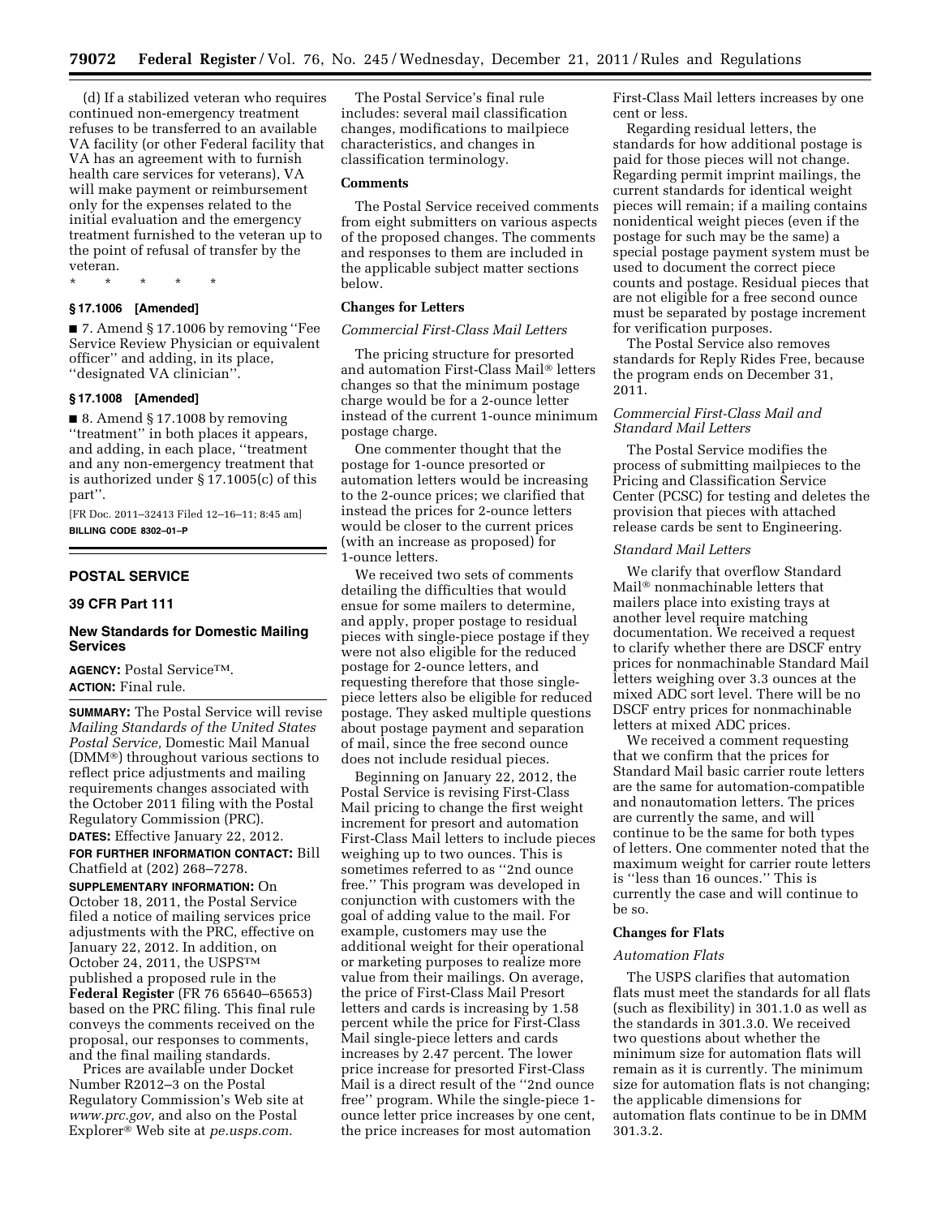(d) If a stabilized veteran who requires continued non-emergency treatment refuses to be transferred to an available VA facility (or other Federal facility that VA has an agreement with to furnish health care services for veterans), VA will make payment or reimbursement only for the expenses related to the initial evaluation and the emergency treatment furnished to the veteran up to the point of refusal of transfer by the veteran.

\* \* \* \* \*

**§ 17.1006 [Amended]**

■ 7. Amend § 17.1006 by removing ''Fee Service Review Physician or equivalent officer'' and adding, in its place, ''designated VA clinician''.

**§ 17.1008 [Amended]**

■ 8. Amend § 17.1008 by removing ''treatment'' in both places it appears, and adding, in each place, ''treatment and any non-emergency treatment that is authorized under § 17.1005(c) of this part''.

[FR Doc. 2011–32413 Filed 12–16–11; 8:45 am]

**BILLING CODE 8302–01–P**

## POSTAL SERVICE

### 39 CFR Part 111

### New Standards for Domestic Mailing Services

**AGENCY:** Postal Service™.

**ACTION:** Final rule.

**SUMMARY:** The Postal Service will revise *Mailing Standards of the United States Postal Service,* Domestic Mail Manual (DMM®) throughout various sections to reflect price adjustments and mailing requirements changes associated with the October 2011 filing with the Postal Regulatory Commission (PRC).

**DATES:** Effective January 22, 2012.

**FOR FURTHER INFORMATION CONTACT:** Bill Chatfield at (202) 268–7278.

**SUPPLEMENTARY INFORMATION:** On October 18, 2011, the Postal Service filed a notice of mailing services price adjustments with the PRC, effective on January 22, 2012. In addition, on October 24, 2011, the USPS™ published a proposed rule in the **Federal Register** (FR 76 65640–65653) based on the PRC filing. This final rule conveys the comments received on the proposal, our responses to comments, and the final mailing standards.

Prices are available under Docket Number R2012–3 on the Postal Regulatory Commission's Web site at *www.prc.gov,* and also on the Postal Explorer® Web site at *pe.usps.com.*

The Postal Service's final rule includes: several mail classification changes, modifications to mailpiece characteristics, and changes in classification terminology.

**Comments**

The Postal Service received comments from eight submitters on various aspects of the proposed changes. The comments and responses to them are included in the applicable subject matter sections below.

**Changes for Letters**

*Commercial First-Class Mail Letters*

The pricing structure for presorted and automation First-Class Mail® letters changes so that the minimum postage charge would be for a 2-ounce letter instead of the current 1-ounce minimum postage charge.

One commenter thought that the postage for 1-ounce presorted or automation letters would be increasing to the 2-ounce prices; we clarified that instead the prices for 2-ounce letters would be closer to the current prices (with an increase as proposed) for 1-ounce letters.

We received two sets of comments detailing the difficulties that would ensue for some mailers to determine, and apply, proper postage to residual pieces with single-piece postage if they were not also eligible for the reduced postage for 2-ounce letters, and requesting therefore that those single-piece letters also be eligible for reduced postage. They asked multiple questions about postage payment and separation of mail, since the free second ounce does not include residual pieces.

Beginning on January 22, 2012, the Postal Service is revising First-Class Mail pricing to change the first weight increment for presort and automation First-Class Mail letters to include pieces weighing up to two ounces. This is sometimes referred to as ''2nd ounce free.'' This program was developed in conjunction with customers with the goal of adding value to the mail. For example, customers may use the additional weight for their operational or marketing purposes to realize more value from their mailings. On average, the price of First-Class Mail Presort letters and cards is increasing by 1.58 percent while the price for First-Class Mail single-piece letters and cards increases by 2.47 percent. The lower price increase for presorted First-Class Mail is a direct result of the ''2nd ounce free'' program. While the single-piece 1-ounce letter price increases by one cent, the price increases for most automation First-Class Mail letters increases by one cent or less.

Regarding residual letters, the standards for how additional postage is paid for those pieces will not change. Regarding permit imprint mailings, the current standards for identical weight pieces will remain; if a mailing contains nonidentical weight pieces (even if the postage for such may be the same) a special postage payment system must be used to document the correct piece counts and postage. Residual pieces that are not eligible for a free second ounce must be separated by postage increment for verification purposes.

The Postal Service also removes standards for Reply Rides Free, because the program ends on December 31, 2011.

*Commercial First-Class Mail and Standard Mail Letters*

The Postal Service modifies the process of submitting mailpieces to the Pricing and Classification Service Center (PCSC) for testing and deletes the provision that pieces with attached release cards be sent to Engineering.

*Standard Mail Letters*

We clarify that overflow Standard Mail® nonmachinable letters that mailers place into existing trays at another level require matching documentation. We received a request to clarify whether there are DSCF entry prices for nonmachinable Standard Mail letters weighing over 3.3 ounces at the mixed ADC sort level. There will be no DSCF entry prices for nonmachinable letters at mixed ADC prices.

We received a comment requesting that we confirm that the prices for Standard Mail basic carrier route letters are the same for automation-compatible and nonautomation letters. The prices are currently the same, and will continue to be the same for both types of letters. One commenter noted that the maximum weight for carrier route letters is ''less than 16 ounces.'' This is currently the case and will continue to be so.

**Changes for Flats**

*Automation Flats*

The USPS clarifies that automation flats must meet the standards for all flats (such as flexibility) in 301.1.0 as well as the standards in 301.3.0. We received two questions about whether the minimum size for automation flats will remain as it is currently. The minimum size for automation flats is not changing; the applicable dimensions for automation flats continue to be in DMM 301.3.2.